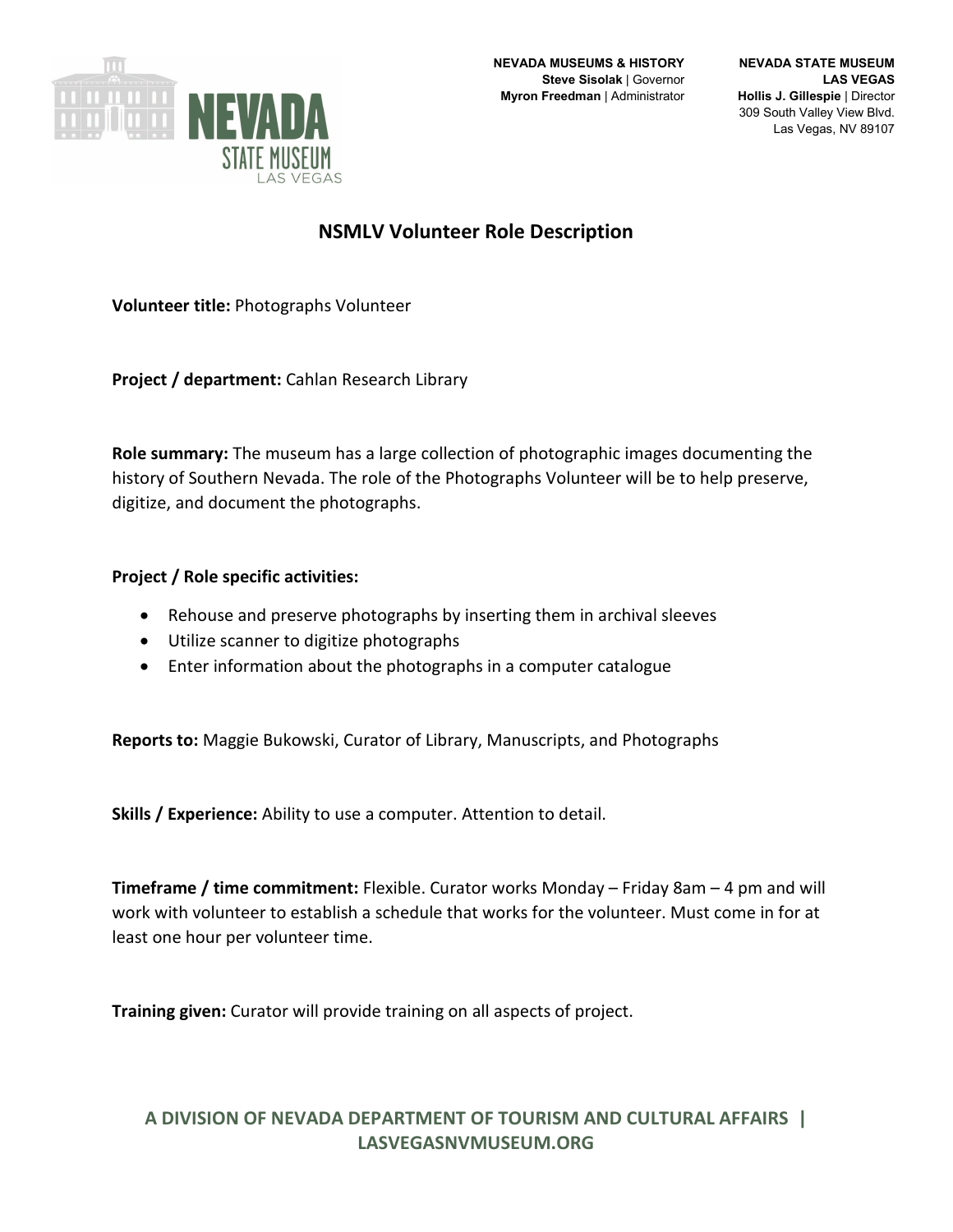**NEVADA MUSEUMS & HISTORY**
**Steve Sisolak** | Governor
**Myron Freedman** | Administrator

**NEVADA STATE MUSEUM**
**LAS VEGAS**
**Hollis J. Gillespie** | Director
309 South Valley View Blvd.
Las Vegas, NV 89107

# NSMLV Volunteer Role Description

**Volunteer title:** Photographs Volunteer

**Project / department:** Cahlan Research Library

**Role summary:** The museum has a large collection of photographic images documenting the history of Southern Nevada. The role of the Photographs Volunteer will be to help preserve, digitize, and document the photographs.

**Project / Role specific activities:**

- Rehouse and preserve photographs by inserting them in archival sleeves
- Utilize scanner to digitize photographs
- Enter information about the photographs in a computer catalogue

**Reports to:** Maggie Bukowski, Curator of Library, Manuscripts, and Photographs

**Skills / Experience:** Ability to use a computer. Attention to detail.

**Timeframe / time commitment:** Flexible. Curator works Monday – Friday 8am – 4 pm and will work with volunteer to establish a schedule that works for the volunteer. Must come in for at least one hour per volunteer time.

**Training given:** Curator will provide training on all aspects of project.

**A DIVISION OF NEVADA DEPARTMENT OF TOURISM AND CULTURAL AFFAIRS | LASVEGASNVMUSEUM.ORG**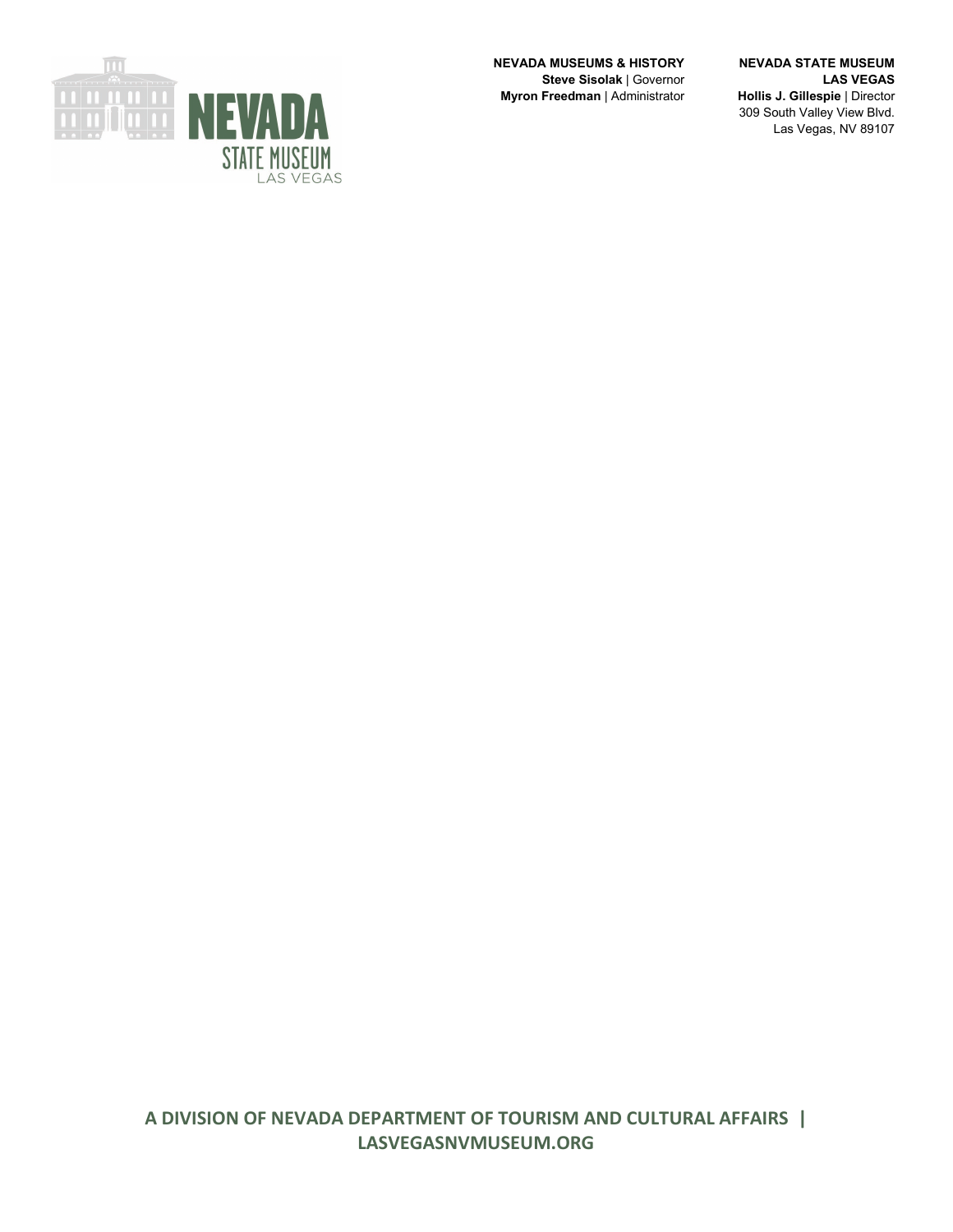**NEVADA MUSEUMS & HISTORY**
**Steve Sisolak** | Governor
**Myron Freedman** | Administrator

**NEVADA STATE MUSEUM**
**LAS VEGAS**
**Hollis J. Gillespie** | Director
309 South Valley View Blvd.
Las Vegas, NV 89107

**A DIVISION OF NEVADA DEPARTMENT OF TOURISM AND CULTURAL AFFAIRS | LASVEGASNVMUSEUM.ORG**